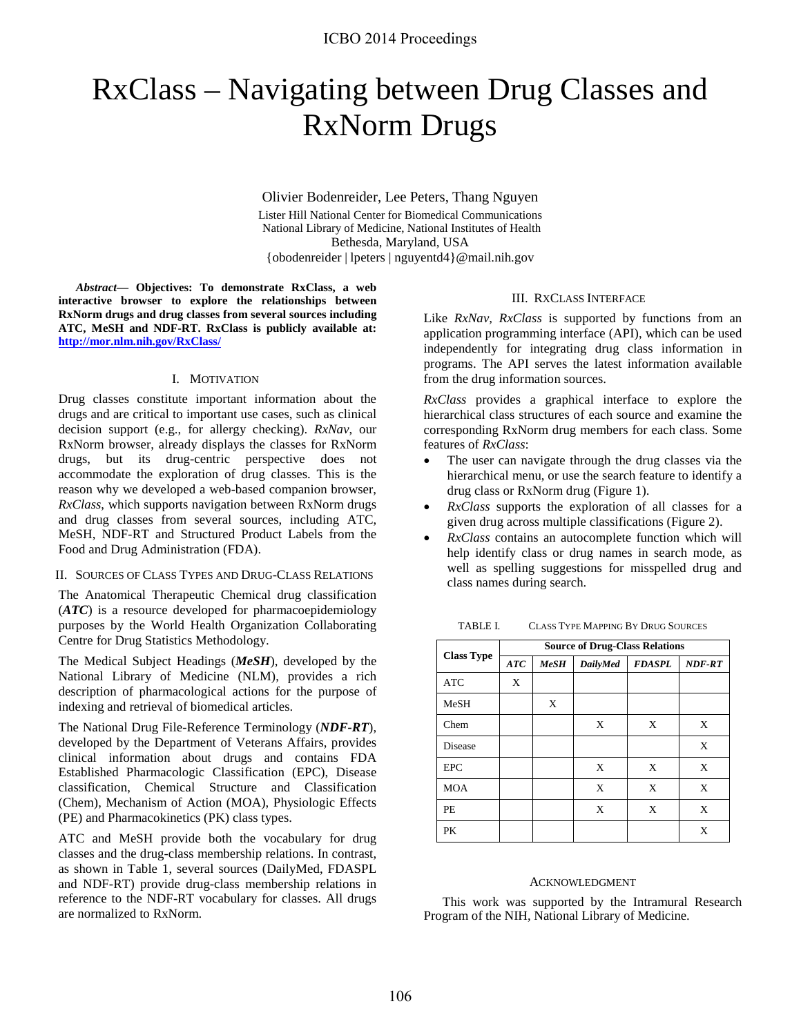# RxClass – Navigating between Drug Classes and RxNorm Drugs

Olivier Bodenreider, Lee Peters, Thang Nguyen

Lister Hill National Center for Biomedical Communications
National Library of Medicine, National Institutes of Health
Bethesda, Maryland, USA
{obodenreider | lpeters | nguyentd4}@mail.nih.gov

***Abstract*— Objectives: To demonstrate RxClass, a web interactive browser to explore the relationships between RxNorm drugs and drug classes from several sources including ATC, MeSH and NDF-RT. RxClass is publicly available at: http://mor.nlm.nih.gov/RxClass/**

## I. Motivation

Drug classes constitute important information about the drugs and are critical to important use cases, such as clinical decision support (e.g., for allergy checking). *RxNav*, our RxNorm browser, already displays the classes for RxNorm drugs, but its drug-centric perspective does not accommodate the exploration of drug classes. This is the reason why we developed a web-based companion browser, *RxClass*, which supports navigation between RxNorm drugs and drug classes from several sources, including ATC, MeSH, NDF-RT and Structured Product Labels from the Food and Drug Administration (FDA).

## II. Sources of Class Types and Drug-Class Relations

The Anatomical Therapeutic Chemical drug classification (***ATC***) is a resource developed for pharmacoepidemiology purposes by the World Health Organization Collaborating Centre for Drug Statistics Methodology.

The Medical Subject Headings (***MeSH***), developed by the National Library of Medicine (NLM), provides a rich description of pharmacological actions for the purpose of indexing and retrieval of biomedical articles.

The National Drug File-Reference Terminology (***NDF-RT***), developed by the Department of Veterans Affairs, provides clinical information about drugs and contains FDA Established Pharmacologic Classification (EPC), Disease classification, Chemical Structure and Classification (Chem), Mechanism of Action (MOA), Physiologic Effects (PE) and Pharmacokinetics (PK) class types.

ATC and MeSH provide both the vocabulary for drug classes and the drug-class membership relations. In contrast, as shown in Table 1, several sources (DailyMed, FDASPL and NDF-RT) provide drug-class membership relations in reference to the NDF-RT vocabulary for classes. All drugs are normalized to RxNorm.

## III. RxClass Interface

Like *RxNav, RxClass* is supported by functions from an application programming interface (API), which can be used independently for integrating drug class information in programs. The API serves the latest information available from the drug information sources.

*RxClass* provides a graphical interface to explore the hierarchical class structures of each source and examine the corresponding RxNorm drug members for each class. Some features of *RxClass*:

- The user can navigate through the drug classes via the hierarchical menu, or use the search feature to identify a drug class or RxNorm drug (Figure 1).
- *RxClass* supports the exploration of all classes for a given drug across multiple classifications (Figure 2).
- *RxClass* contains an autocomplete function which will help identify class or drug names in search mode, as well as spelling suggestions for misspelled drug and class names during search.

TABLE I. Class Type Mapping By Drug Sources

| Class Type | Source of Drug-Class Relations | | | | |
|---|---|---|---|---|---|
| | ***ATC*** | ***MeSH*** | ***DailyMed*** | ***FDASPL*** | ***NDF-RT*** |
| ATC | X | | | | |
| MeSH | | X | | | |
| Chem | | | X | X | X |
| Disease | | | | | X |
| EPC | | | X | X | X |
| MOA | | | X | X | X |
| PE | | | X | X | X |
| PK | | | | | X |

## Acknowledgment

This work was supported by the Intramural Research Program of the NIH, National Library of Medicine.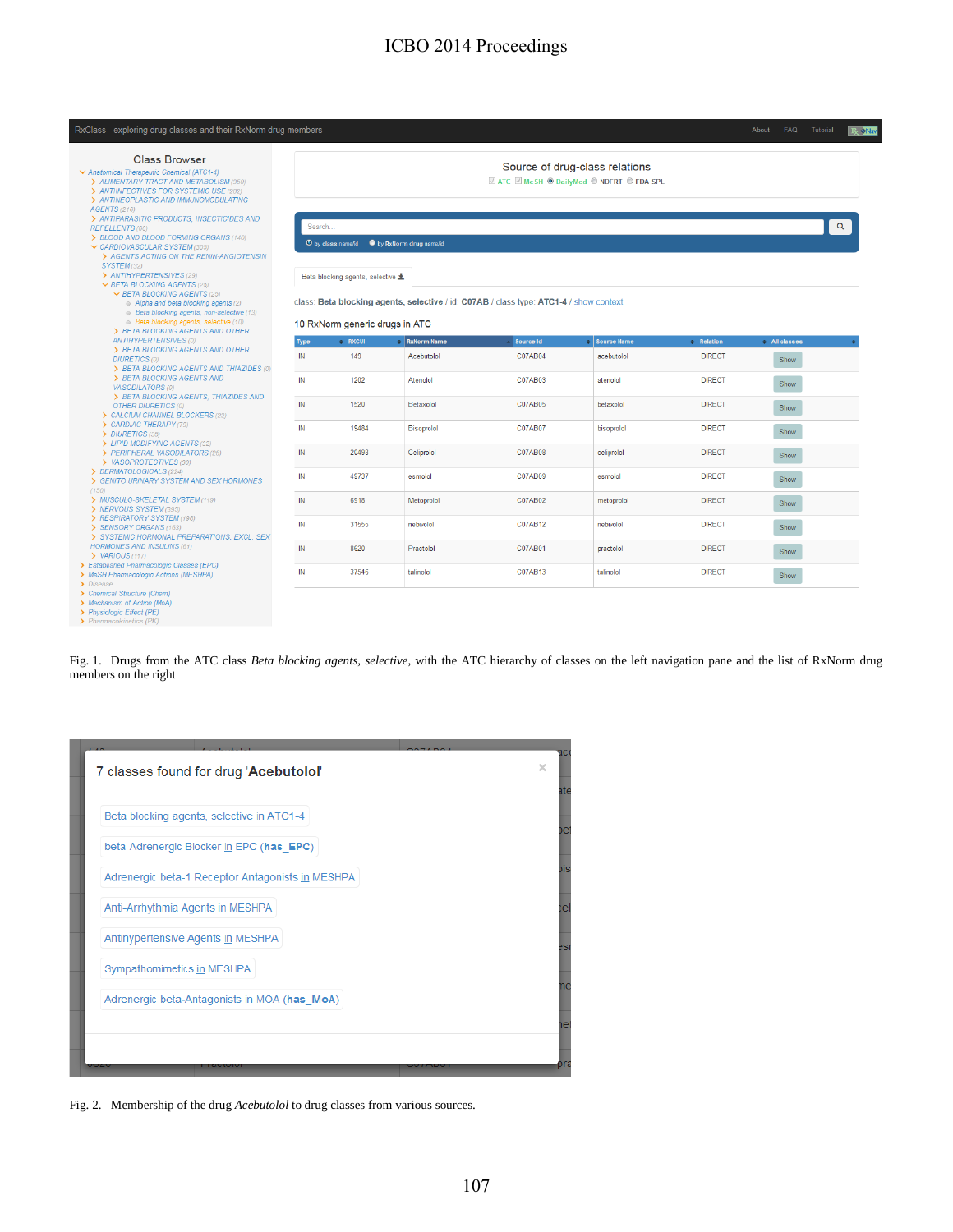Fig. 1. Drugs from the ATC class *Beta blocking agents, selective*, with the ATC hierarchy of classes on the left navigation pane and the list of RxNorm drug members on the right

Fig. 2. Membership of the drug *Acebutolol* to drug classes from various sources.